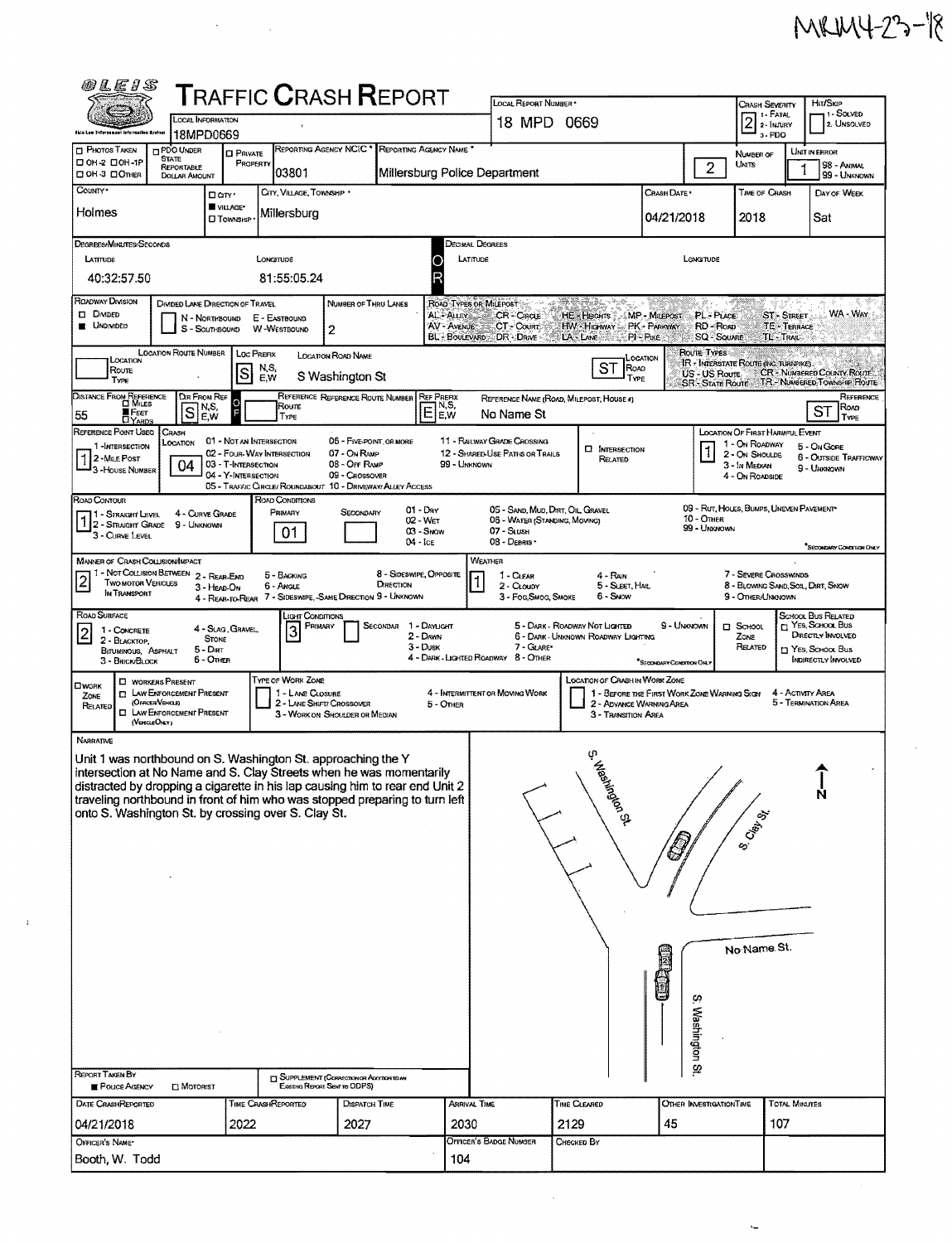MRMH-23-18

# TRAFFIC CRASH REPORT

OLEIS

| Field | Value |
|---|---|
| Local Information | 18MPD0669 |
| Local Report Number | 18 MPD 0669 |
| Crash Severity | 2 (1 - Fatal, 2 - Injury, 3 - PDO) |
| Hit/Skip | 1 - Solved, 2. Unsolved |
| Photos Taken | ☐ OH-2 ☐ OH-1P ☐ OH-3 ☐ Other |
| PDO Under State Reportable Dollar Amount | ☐ |
| Private Property | ☐ |
| Reporting Agency NCIC | 03801 |
| Reporting Agency Name | Millersburg Police Department |
| Number of Units | 2 |
| Unit in Error | 1 (98 - Animal, 99 - Unknown) |
| County | Holmes |
| City, Village, Township | ■ Village — Millersburg |
| Crash Date | 04/21/2018 |
| Time of Crash | 2018 |
| Day of Week | Sat |

**Degrees/Minutes/Seconds**

| Latitude | Longitude |
|---|---|
| 40:32:57.50 | 81:55:05.24 |

**Decimal Degrees** — Latitude: / Longitude:

| Field | Value |
|---|---|
| Roadway Division | ■ Undivided |
| Divided Lane Direction of Travel | N - Northbound, S - Southbound, E - Eastbound, W - Westbound |
| Number of Thru Lanes | 2 |
| Road Types or Milepost | AL - Alley, AV - Avenue, BL - Boulevard, CR - Circle, CT - Court, DR - Drive, HE - Heights, HW - Highway, LA - Lane, MP - Milepost, PK - Parkway, PI - Pike, PL - Place, RD - Road, SQ - Square, ST - Street, TE - Terrace, TL - Trail, WA - Way |
| Location Route Number | |
| Loc Prefix | S |
| Location Road Name | S Washington St |
| Location Road Type | ST |
| Route Types | IR - Interstate Route (inc. Turnpike), US - US Route, SR - State Route, CR - Numbered County Route, TR - Numbered Township Route |
| Distance From Reference | 55 ■ Feet |
| Dir From Ref | S |
| Reference Route Type | |
| Reference Route Number | |
| Ref Prefix | E |
| Reference Name (Road, Milepost, House #) | No Name St |
| Reference Road Type | ST |
| Reference Point Used | 1 (1 - Intersection, 2 - Mile Post, 3 - House Number) |
| Crash Location | 04 (01 - Not an Intersection, 02 - Four-Way Intersection, 03 - T-Intersection, 04 - Y-Intersection, 05 - Traffic Circle/Roundabout, 06 - Five-Point or More, 07 - On Ramp, 08 - Off Ramp, 09 - Crossover, 10 - Driveway/Alley Access, 11 - Railway Grade Crossing, 12 - Shared-Use Paths or Trails, 99 - Unknown) |
| Intersection Related | ☐ |
| Location of First Harmful Event | 1 (1 - On Roadway, 2 - On Shoulde, 3 - In Median, 4 - On Roadside, 5 - On Gore, 6 - Outside Trafficway, 9 - Unknown) |
| Road Contour | 1 (1 - Straight Level, 2 - Straight Grade, 3 - Curve Level, 4 - Curve Grade, 9 - Unknown) |
| Road Conditions | Primary: 01; Secondary: (01 - Dry, 02 - Wet, 03 - Snow, 04 - Ice, 05 - Sand, Mud, Dirt, Oil, Gravel, 06 - Water (Standing, Moving), 07 - Slush, 08 - Debris, 09 - Rut, Holes, Bumps, Uneven Pavement, 10 - Other, 99 - Unknown) |
| Manner of Crash Collision/Impact | 2 (1 - Not Collision Between Two Motor Vehicles in Transport, 2 - Rear-End, 3 - Head-On, 4 - Rear-to-Rear, 5 - Backing, 6 - Angle, 7 - Sideswipe, Same Direction, 8 - Sideswipe, Opposite Direction, 9 - Unknown) |
| Weather | 1 (1 - Clear, 2 - Cloudy, 3 - Fog, Smog, Smoke, 4 - Rain, 5 - Sleet, Hail, 6 - Snow, 7 - Severe Crosswinds, 8 - Blowing Sand, Soil, Dirt, Snow, 9 - Other/Unknown) |
| Road Surface | 2 (1 - Concrete, 2 - Blacktop, Bituminous, Asphalt, 3 - Brick/Block, 4 - Slag, Gravel, Stone, 5 - Dirt, 6 - Other) |
| Light Conditions | Primary: 3; Secondary: (1 - Daylight, 2 - Dawn, 3 - Dusk, 4 - Dark - Lighted Roadway, 5 - Dark - Roadway Not Lighted, 6 - Dark - Unknown Roadway Lighting, 7 - Glare, 8 - Other, 9 - Unknown) |
| School Zone Related | ☐ |
| School Bus Related | ☐ Yes, School Bus Directly Involved ☐ Yes, School Bus Indirectly Involved |
| Work Zone Related | ☐ Workers Present ☐ Law Enforcement Present (Officer/Vehicle) ☐ Law Enforcement Present (Vehicle Only) |
| Type of Work Zone | 1 - Lane Closure, 2 - Lane Shift/ Crossover, 3 - Work on Shoulder or Median, 4 - Intermittent or Moving Work, 5 - Other |
| Location of Crash in Work Zone | 1 - Before the First Work Zone Warning Sign, 2 - Advance Warning Area, 3 - Transition Area, 4 - Activity Area, 5 - Termination Area |

## Narrative

Unit 1 was northbound on S. Washington St. approaching the Y intersection at No Name and S. Clay Streets when he was momentarily distracted by dropping a cigarette in his lap causing him to rear end Unit 2 traveling northbound in front of him who was stopped preparing to turn left onto S. Washington St. by crossing over S. Clay St.

Diagram labels: S. Washington St, S. Clay St., No Name St., S. Washington St., N

| Field | Value |
|---|---|
| Report Taken By | ■ Police Agency ☐ Motorist |
| Supplement (Correction or Addition to an Existing Report Sent to ODPS) | ☐ |
| Date Crash Reported | 04/21/2018 |
| Time Crash Reported | 2022 |
| Dispatch Time | 2027 |
| Arrival Time | 2030 |
| Time Cleared | 2129 |
| Other Investigation Time | 45 |
| Total Minutes | 107 |
| Officer's Name | Booth, W. Todd |
| Officer's Badge Number | 104 |
| Checked By | |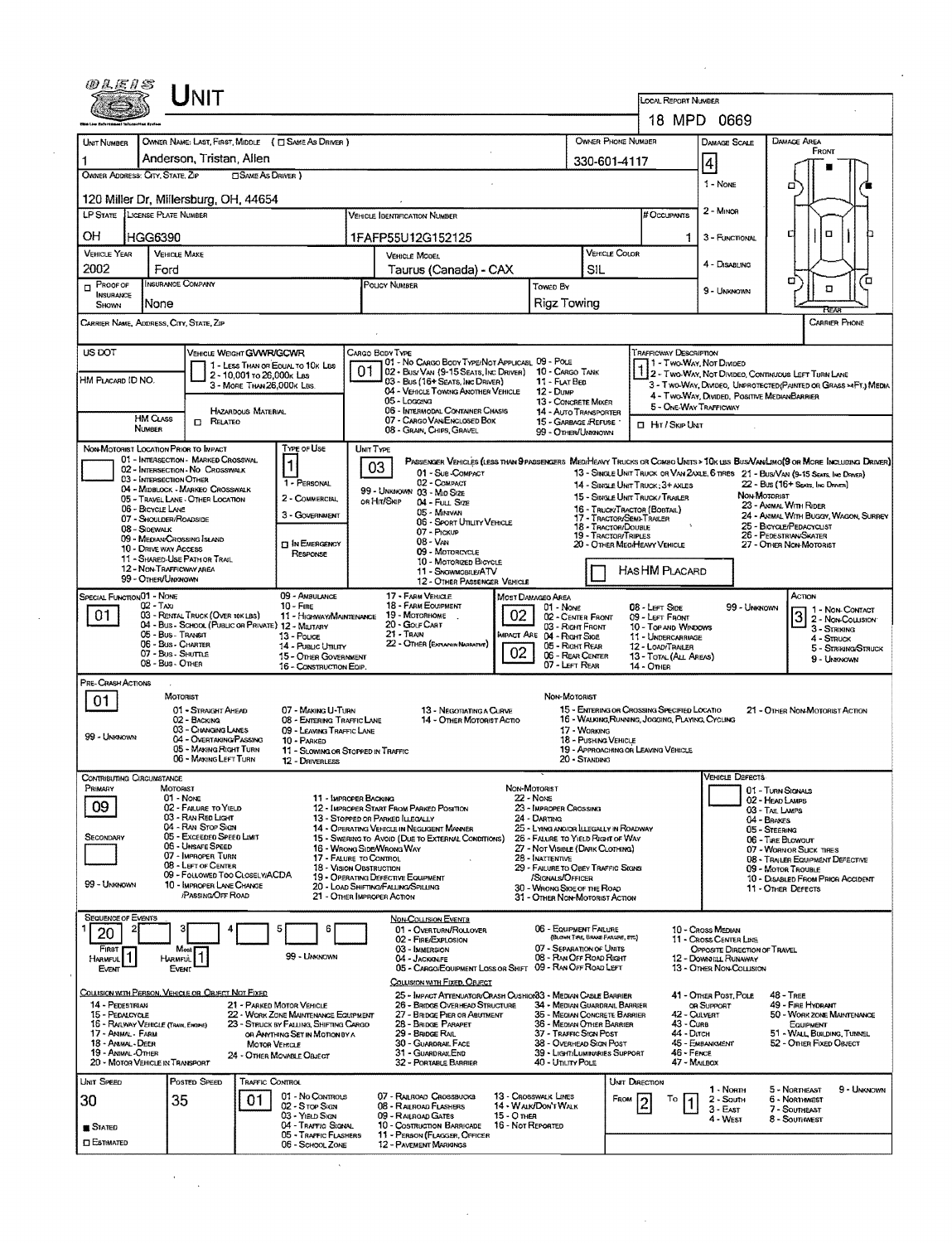# UNIT

**LOCAL REPORT NUMBER:** 18 MPD 0669

| UNIT NUMBER | OWNER NAME: LAST, FIRST, MIDDLE (☐ SAME AS DRIVER) | OWNER PHONE NUMBER | DAMAGE SCALE | DAMAGE AREA |
|---|---|---|---|---|
| 1 | Anderson, Tristan, Allen | 330-601-4117 | 4 | FRONT |

**OWNER ADDRESS: CITY, STATE, ZIP** (☐ SAME AS DRIVER): 120 Miller Dr, Millersburg, OH, 44654

DAMAGE SCALE: 1 - NONE, 2 - MINOR, 3 - FUNCTIONAL, 4 - DISABLING, 9 - UNKNOWN

| LP STATE | LICENSE PLATE NUMBER | VEHICLE IDENTIFICATION NUMBER | # OCCUPANTS |
|---|---|---|---|
| OH | HGG6390 | 1FAFP55U12G152125 | 1 |

| VEHICLE YEAR | VEHICLE MAKE | VEHICLE MODEL | VEHICLE COLOR |
|---|---|---|---|
| 2002 | Ford | Taurus (Canada) - CAX | SIL |

| ☐ PROOF OF INSURANCE SHOWN | INSURANCE COMPANY | POLICY NUMBER | TOWED BY |
|---|---|---|---|
| | None | | Rigz Towing |

CARRIER NAME, ADDRESS, CITY, STATE, ZIP — CARRIER PHONE

US DOT

HM PLACARD ID NO.

HM CLASS NUMBER

VEHICLE WEIGHT GVWR/GCWR: 1 - LESS THAN OR EQUAL TO 10K LBS; 2 - 10,001 TO 26,000K LBS; 3 - MORE THAN 26,000K LBS.

HAZARDOUS MATERIAL ☐ RELATED

CARGO BODY TYPE: **01** — 01 - NO CARGO BODY TYPE/NOT APPLICABLE; 02 - BUS/VAN (9-15 SEATS, INC DRIVER); 03 - BUS (16+ SEATS, INC DRIVER); 04 - VEHICLE TOWING ANOTHER VEHICLE; 05 - LOGGING; 06 - INTERMODAL CONTAINER CHASIS; 07 - CARGO VAN/ENCLOSED BOX; 08 - GRAIN, CHIPS, GRAVEL; 09 - POLE; 10 - CARGO TANK; 11 - FLAT BED; 12 - DUMP; 13 - CONCRETE MIXER; 14 - AUTO TRANSPORTER; 15 - GARBAGE /REFUSE; 99 - OTHER/UNKNOWN

TRAFFICWAY DESCRIPTION: **1** — 1 - TWO-WAY, NOT DIVIDED; 2 - TWO-WAY, NOT DIVIDED, CONTINUOUS LEFT TURN LANE; 3 - TWO-WAY, DIVIDED, UNPROTECTED (PAINTED OR GRASS >4FT.) MEDIA; 4 - TWO-WAY, DIVIDED, POSITIVE MEDIAN BARRIER; 5 - ONE-WAY TRAFFICWAY; ☐ HIT / SKIP UNIT

NON-MOTORIST LOCATION PRIOR TO IMPACT: 01 - INTERSECTION - MARKED CROSSWALK; 02 - INTERSECTION - NO CROSSWALK; 03 - INTERSECTION OTHER; 04 - MIDBLOCK - MARKED CROSSWALK; 05 - TRAVEL LANE - OTHER LOCATION; 06 - BICYCLE LANE; 07 - SHOULDER/ROADSIDE; 08 - SIDEWALK; 09 - MEDIAN/CROSSING ISLAND; 10 - DRIVE WAY ACCESS; 11 - SHARED-USE PATH OR TRAIL; 12 - NON-TRAFFICWAY AREA; 99 - OTHER/UNKNOWN

TYPE OF USE: **1** — 1 - PERSONAL; 2 - COMMERCIAL; 3 - GOVERNMENT; ☐ IN EMERGENCY RESPONSE

UNIT TYPE: **03** — PASSENGER VEHICLES (LESS THAN 9 PASSENGERS MED/HEAVY TRUCKS OR COMBO UNITS > 10K LBS BUS/VAN/LIMO (9 OR MORE INCLUDING DRIVER): 01 - SUB-COMPACT; 02 - COMPACT; 99 - UNKNOWN 03 - MID SIZE; OR HIT/SKIP 04 - FULL SIZE; 05 - MINIVAN; 06 - SPORT UTILITY VEHICLE; 07 - PICKUP; 08 - VAN; 09 - MOTORCYCLE; 10 - MOTORIZED BICYCLE; 11 - SNOWMOBILE/ATV; 12 - OTHER PASSENGER VEHICLE; 13 - SINGLE UNIT TRUCK OR VAN 2AXLE, 6 TIRES; 14 - SINGLE UNIT TRUCK: 3+ AXLES; 15 - SINGLE UNIT TRUCK / TRAILER; 16 - TRUCK/TRACTOR (BOBTAIL); 17 - TRACTOR/SEMI-TRAILER; 18 - TRACTOR/DOUBLE; 19 - TRACTOR/TRIPLES; 20 - OTHER MED/HEAVY VEHICLE; 21 - BUS/VAN (9-15 SEATS, INC DRIVER); 22 - BUS (16+ SEATS, INC DRIVER); NON-MOTORIST: 23 - ANIMAL WITH RIDER; 24 - ANIMAL WITH BUGGY, WAGON, SURREY; 25 - BICYCLE/PEDACYCLIST; 26 - PEDESTRIAN/SKATER; 27 - OTHER NON-MOTORIST; ☐ HAS HM PLACARD

SPECIAL FUNCTION: **01** — 01 - NONE; 02 - TAXI; 03 - RENTAL TRUCK (OVER 10K LBS); 04 - BUS - SCHOOL (PUBLIC OR PRIVATE); 05 - BUS - TRANSIT; 06 - BUS - CHARTER; 07 - BUS - SHUTTLE; 08 - BUS - OTHER; 09 - AMBULANCE; 10 - FIRE; 11 - HIGHWAY/MAINTENANCE; 12 - MILITARY; 13 - POLICE; 14 - PUBLIC UTILITY; 15 - OTHER GOVERNMENT; 16 - CONSTRUCTION EQIP.; 17 - FARM VEHICLE; 18 - FARM EQUIPMENT; 19 - MOTORHOME; 20 - GOLF CART; 21 - TRAIN; 22 - OTHER (EXPLAIN IN NARRATIVE)

MOST DAMAGED AREA: **02**; IMPACT AREA: **02** — 01 - NONE; 02 - CENTER FRONT; 03 - RIGHT FRONT; 04 - RIGHT SIDE; 05 - RIGHT REAR; 06 - REAR CENTER; 07 - LEFT REAR; 08 - LEFT SIDE; 09 - LEFT FRONT; 10 - TOP AND WINDOWS; 11 - UNDERCARRIAGE; 12 - LOAD/TRAILER; 13 - TOTAL (ALL AREAS); 14 - OTHER; 99 - UNKNOWN

ACTION: **3** — 1 - NON-CONTACT; 2 - NON-COLLISION; 3 - STRIKING; 4 - STRUCK; 5 - STRIKING/STRUCK; 9 - UNKNOWN

PRE-CRASH ACTIONS: **01** — MOTORIST: 01 - STRAIGHT AHEAD; 02 - BACKING; 03 - CHANGING LANES; 04 - OVERTAKING/PASSING; 05 - MAKING RIGHT TURN; 06 - MAKING LEFT TURN; 07 - MAKING U-TURN; 08 - ENTERING TRAFFIC LANE; 09 - LEAVING TRAFFIC LANE; 10 - PARKED; 11 - SLOWING OR STOPPED IN TRAFFIC; 12 - DRIVERLESS; 13 - NEGOTIATING A CURVE; 14 - OTHER MOTORIST ACTIO; 99 - UNKNOWN. NON-MOTORIST: 15 - ENTERING OR CROSSING SPECIFIED LOCATIO; 16 - WALKING, RUNNING, JOGGING, PLAYING, CYCLING; 17 - WORKING; 18 - PUSHING VEHICLE; 19 - APPROACHING OR LEAVING VEHICLE; 20 - STANDING; 21 - OTHER NON-MOTORIST ACTION

CONTRIBUTING CIRCUMSTANCE: PRIMARY **09**; SECONDARY (blank) — MOTORIST: 01 - NONE; 02 - FAILURE TO YIELD; 03 - RAN RED LIGHT; 04 - RAN STOP SIGN; 05 - EXCEEDED SPEED LIMIT; 06 - UNSAFE SPEED; 07 - IMPROPER TURN; 08 - LEFT OF CENTER; 09 - FOLLOWED TOO CLOSELY/ACDA; 10 - IMPROPER LANE CHANGE /PASSING/OFF ROAD; 11 - IMPROPER BACKING; 12 - IMPROPER START FROM PARKED POSITION; 13 - STOPPED OR PARKED ILLEGALLY; 14 - OPERATING VEHICLE IN NEGLIGENT MANNER; 15 - SWERING TO AVOID (DUE TO EXTERNAL CONDITIONS); 16 - WRONG SIDE/WRONG WAY; 17 - FAILURE TO CONTROL; 18 - VISION OBSTRUCTION; 19 - OPERATING DEFECTIVE EQUIPMENT; 20 - LOAD SHIFTING/FALLING/SPILLING; 21 - OTHER IMPROPER ACTION; 99 - UNKNOWN. NON-MOTORIST: 22 - NONE; 23 - IMPROPER CROSSING; 24 - DARTING; 25 - LYING AND/OR ILLEGALLY IN ROADWAY; 26 - FALURE TO YIELD RIGHT OF WAY; 27 - NOT VISIBLE (DARK CLOTHING); 28 - INATTENTIVE; 29 - FAILURE TO OBEY TRAFFIC SIGNS /SIGNALS/OFFICER; 30 - WRONG SIDE OF THE ROAD; 31 - OTHER NON-MOTORIST ACTION

VEHICLE DEFECTS: 01 - TURN SIGNALS; 02 - HEAD LAMPS; 03 - TAIL LAMPS; 04 - BRAKES; 05 - STEERING; 06 - TIRE BLOWOUT; 07 - WORN OR SLICK TIRES; 08 - TRAILER EQUIPMENT DEFECTIVE; 09 - MOTOR TROUBLE; 10 - DISABLED FROM PRIOR ACCIDENT; 11 - OTHER DEFECTS

SEQUENCE OF EVENTS: 1: **20**; 2; 3; 4; 5; 6 — FIRST HARMFUL EVENT: **1**; MOST HARMFUL EVENT: **1**; 99 - UNKNOWN

NON-COLLISION EVENTS: 01 - OVERTURN/ROLLOVER; 02 - FIRE/EXPLOSION; 03 - IMMERSION; 04 - JACKKNIFE; 05 - CARGO/EQUIPMENT LOSS OR SHIFT; 06 - EQUIPMENT FAILURE (BLOWN TIRE, BRAKE FAILURE, ETC); 07 - SEPARATION OF UNITS; 08 - RAN OFF ROAD RIGHT; 09 - RAN OFF ROAD LEFT; 10 - CROSS MEDIAN; 11 - CROSS CENTER LINE OPPOSITE DIRECTION OF TRAVEL; 12 - DOWNHILL RUNAWAY; 13 - OTHER NON-COLLISION

COLLISION WITH PERSON, VEHICLE OR OBJECT NOT FIXED: 14 - PEDESTRIAN; 15 - PEDALCYCLE; 16 - RAILWAY VEHICLE (TRAIN, ENGINE); 17 - ANIMAL - FARM; 18 - ANIMAL - DEER; 19 - ANIMAL - OTHER; 20 - MOTOR VEHICLE IN TRANSPORT; 21 - PARKED MOTOR VEHICLE; 22 - WORK ZONE MAINTENANCE EQUIPMENT; 23 - STRUCK BY FALLING, SHIFTING CARGO OR ANYTHING SET IN MOTION BY A MOTOR VEHICLE; 24 - OTHER MOVABLE OBJECT

COLLISION WITH FIXED, OBJECT: 25 - IMPACT ATTENUATOR/CRASH CUSHION; 26 - BRIDGE OVERHEAD STRUCTURE; 27 - BRIDGE PIER OR ABUTMENT; 28 - BRIDGE PARAPET; 29 - BRIDGE RAIL; 30 - GUARDRAIL FACE; 31 - GUARDRAIL END; 32 - PORTABLE BARRIER; 33 - MEDIAN CABLE BARRIER; 34 - MEDIAN GUARDRAIL BARRIER; 35 - MEDIAN CONCRETE BARRIER; 36 - MEDIAN OTHER BARRIER; 37 - TRAFFIC SIGN POST; 38 - OVERHEAD SIGN POST; 39 - LIGHT/LUMINARIES SUPPORT; 40 - UTILITY POLE; 41 - OTHER POST, POLE OR SUPPORT; 42 - CULVERT; 43 - CURB; 44 - DITCH; 45 - EMBANKMENT; 46 - FENCE; 47 - MAILBOX; 48 - TREE; 49 - FIRE HYDRANT; 50 - WORK ZONE MAINTENANCE EQUIPMENT; 51 - WALL, BUILDING, TUNNEL; 52 - OTHER FIXED OBJECT

| UNIT SPEED | POSTED SPEED | TRAFFIC CONTROL | UNIT DIRECTION |
|---|---|---|---|
| 30 | 35 | 01 | FROM 2 TO 1 |

■ STATED ☐ ESTIMATED

TRAFFIC CONTROL: 01 - NO CONTROLS; 02 - STOP SIGN; 03 - YIELD SIGN; 04 - TRAFFIC SIGNAL; 05 - TRAFFIC FLASHERS; 06 - SCHOOL ZONE; 07 - RAILROAD CROSSBUCKS; 08 - RAILROAD FLASHERS; 09 - RAILROAD GATES; 10 - COSTRUCTION BARRICADE; 11 - PERSON (FLAGGER, OFFICER); 12 - PAVEMENT MARKINGS; 13 - CROSSWALK LINES; 14 - WALK/DON'T WALK; 15 - OTHER; 16 - NOT REPORTED

UNIT DIRECTION: 1 - NORTH; 2 - SOUTH; 3 - EAST; 4 - WEST; 5 - NORTHEAST; 6 - NORTHWEST; 7 - SOUTHEAST; 8 - SOUTHWEST; 9 - UNKNOWN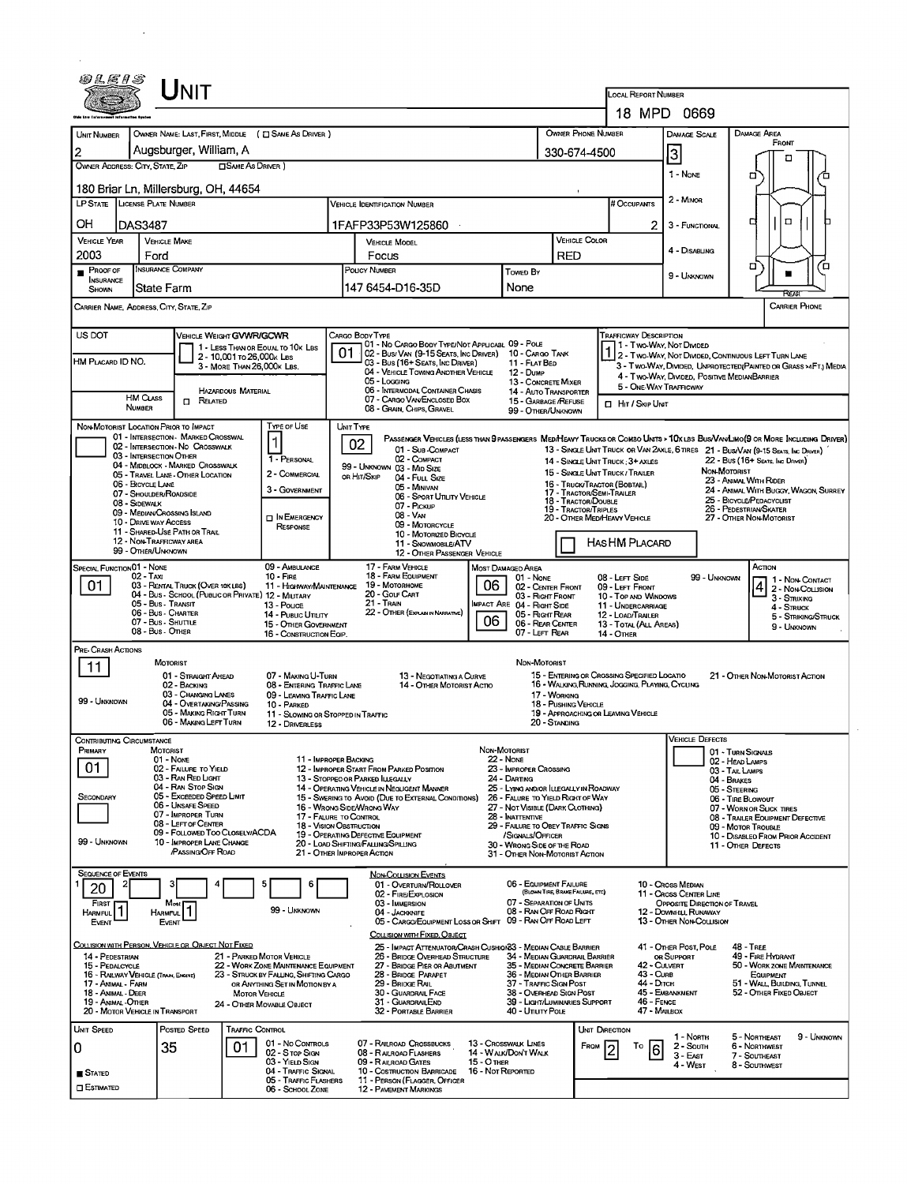# Unit

**Local Report Number:** 18 MPD 0669

| Unit Number | Owner Name: Last, First, Middle (☐ Same As Driver) | Owner Phone Number | Damage Scale | Damage Area |
|---|---|---|---|---|
| 2 | Augsburger, William, A | 330-674-4500 | 3 | |

**Owner Address: City, State, Zip** (☐ Same As Driver): 180 Briar Ln, Millersburg, OH, 44654

Damage Scale: 1 - None, 2 - Minor, 3 - Functional, 4 - Disabling, 9 - Unknown

| LP State | License Plate Number | Vehicle Identification Number | # Occupants |
|---|---|---|---|
| OH | DAS3487 | 1FAFP33P53W125860 | 2 |

| Vehicle Year | Vehicle Make | Vehicle Model | Vehicle Color |
|---|---|---|---|
| 2003 | Ford | Focus | RED |

| Proof of Insurance Shown | Insurance Company | Policy Number | Towed By |
|---|---|---|---|
| ■ | State Farm | 147 6454-D16-35D | None |

**Carrier Name, Address, City, State, Zip:**

**Carrier Phone:**

**US DOT:**

**HM Placard ID No.:**

**HM Class Number:** ☐ Related (Hazardous Material)

**Vehicle Weight GVWR/GCWR:** 1 - Less Than or Equal to 10k Lbs; 2 - 10,001 to 26,000k Lbs; 3 - More Than 26,000k Lbs.

**Cargo Body Type:** 01
01 - No Cargo Body Type/Not Applicable; 02 - Bus/Van (9-15 Seats, Inc Driver); 03 - Bus (16+ Seats, Inc Driver); 04 - Vehicle Towing Another Vehicle; 05 - Logging; 06 - Intermodal Container Chasis; 07 - Cargo Van/Enclosed Box; 08 - Grain, Chips, Gravel; 09 - Pole; 10 - Cargo Tank; 11 - Flat Bed; 12 - Dump; 13 - Concrete Mixer; 14 - Auto Transporter; 15 - Garbage/Refuse; 99 - Other/Unknown

**Trafficway Description:** 1
1 - Two-Way, Not Divided; 2 - Two-Way, Not Divided, Continuous Left Turn Lane; 3 - Two-Way, Divided, Unprotected (Painted or Grass >4Ft.) Media; 4 - Two-Way, Divided, Positive Median Barrier; 5 - One-Way Trafficway

☐ Hit / Skip Unit

**Non-Motorist Location Prior to Impact:**
01 - Intersection - Marked Crosswalk; 02 - Intersection - No Crosswalk; 03 - Intersection Other; 04 - Midblock - Marked Crosswalk; 05 - Travel Lane - Other Location; 06 - Bicycle Lane; 07 - Shoulder/Roadside; 08 - Sidewalk; 09 - Median/Crossing Island; 10 - Drive way Access; 11 - Shared-Use Path or Trail; 12 - Non-Trafficway Area; 99 - Other/Unknown

**Type of Use:** 1
1 - Personal; 2 - Commercial; 3 - Government; ☐ In Emergency Response

**Unit Type:** 02
Passenger Vehicles (less than 9 passengers): 01 - Sub-Compact; 02 - Compact; 99 - Unknown 03 - Mid Size or Hit/Skip; 04 - Full Size; 05 - Minivan; 06 - Sport Utility Vehicle; 07 - Pickup; 08 - Van; 09 - Motorcycle; 10 - Motorized Bicycle; 11 - Snowmobile/ATV; 12 - Other Passenger Vehicle

Med/Heavy Trucks or Combo Units > 10k lbs Bus/Van/Limo (9 or More Including Driver): 13 - Single Unit Truck or Van 2axle, 6 Tires; 14 - Single Unit Truck; 3+ Axles; 15 - Single Unit Truck / Trailer; 16 - Truck/Tractor (Bobtail); 17 - Tractor/Semi-Trailer; 18 - Tractor/Double; 19 - Tractor/Triples; 20 - Other Med/Heavy Vehicle; 21 - Bus/Van (9-15 Seats, Inc Driver); 22 - Bus (16+ Seats, Inc Driver)

Non-Motorist: 23 - Animal With Rider; 24 - Animal With Buggy, Wagon, Surrey; 25 - Bicycle/Pedacyclist; 26 - Pedestrian/Skater; 27 - Other Non-Motorist

☐ Has HM Placard

**Special Function:** 01
01 - None; 02 - Taxi; 03 - Rental Truck (Over 10k lbs); 04 - Bus - School (Public or Private); 05 - Bus - Transit; 06 - Bus - Charter; 07 - Bus - Shuttle; 08 - Bus - Other; 09 - Ambulance; 10 - Fire; 11 - Highway/Maintenance; 12 - Military; 13 - Police; 14 - Public Utility; 15 - Other Government; 16 - Construction Eqip.; 17 - Farm Vehicle; 18 - Farm Equipment; 19 - Motorhome; 20 - Golf Cart; 21 - Train; 22 - Other (Explain in Narrative)

**Most Damaged Area:** 06 | **Impact Are:** 06
01 - None; 02 - Center Front; 03 - Right Front; 04 - Right Side; 05 - Right Rear; 06 - Rear Center; 07 - Left Rear; 08 - Left Side; 09 - Left Front; 10 - Top and Windows; 11 - Undercarriage; 12 - Load/Trailer; 13 - Total (All Areas); 14 - Other; 99 - Unknown

**Action:** 4
1 - Non-Contact; 2 - Non-Collision; 3 - Striking; 4 - Struck; 5 - Striking/Struck; 9 - Unknown

**Pre-Crash Actions:** 11
Motorist: 01 - Straight Ahead; 02 - Backing; 03 - Changing Lanes; 04 - Overtaking/Passing; 05 - Making Right Turn; 06 - Making Left Turn; 07 - Making U-Turn; 08 - Entering Traffic Lane; 09 - Leaving Traffic Lane; 10 - Parked; 11 - Slowing or Stopped in Traffic; 12 - Driverless; 13 - Negotiating a Curve; 14 - Other Motorist Actio; 99 - Unknown
Non-Motorist: 15 - Entering or Crossing Specified Locatio; 16 - Walking, Running, Jogging, Playing, Cycling; 17 - Working; 18 - Pushing Vehicle; 19 - Approaching or Leaving Vehicle; 20 - Standing; 21 - Other Non-Motorist Action

**Contributing Circumstance:** Primary: 01 | Secondary: (blank)
Motorist: 01 - None; 02 - Failure to Yield; 03 - Ran Red Light; 04 - Ran Stop Sign; 05 - Exceeded Speed Limit; 06 - Unsafe Speed; 07 - Improper Turn; 08 - Left of Center; 09 - Followed Too Closely/ACDA; 10 - Improper Lane Change /Passing/Off Road; 11 - Improper Backing; 12 - Improper Start From Parked Position; 13 - Stopped or Parked Illegally; 14 - Operating Vehicle in Negligent Manner; 15 - Swering to Avoid (Due to External Conditions); 16 - Wrong Side/Wrong Way; 17 - Failure to Control; 18 - Vision Obstruction; 19 - Operating Defective Equipment; 20 - Load Shifting/Falling/Spilling; 21 - Other Improper Action; 99 - Unknown
Non-Motorist: 22 - None; 23 - Improper Crossing; 24 - Darting; 25 - Lying and/or Illegally in Roadway; 26 - Failure to Yield Right of Way; 27 - Not Visible (Dark Clothing); 28 - Inattentive; 29 - Failure to Obey Traffic Signs /Signals/Officer; 30 - Wrong Side of the Road; 31 - Other Non-Motorist Action

**Vehicle Defects:** 01 - Turn Signals; 02 - Head Lamps; 03 - Tail Lamps; 04 - Brakes; 05 - Steering; 06 - Tire Blowout; 07 - Worn or Slick Tires; 08 - Trailer Equipment Defective; 09 - Motor Trouble; 10 - Disabled From Prior Accident; 11 - Other Defects

**Sequence of Events:** 1: 20 | 2: | 3: | 4: | 5: | 6:
First Harmful Event: 1 | Most Harmful Event: 1 | 99 - Unknown

Non-Collision Events: 01 - Overturn/Rollover; 02 - Fire/Explosion; 03 - Immersion; 04 - Jackknife; 05 - Cargo/Equipment Loss or Shift; 06 - Equipment Failure (Blown Tire, Brake Failure, etc); 07 - Separation of Units; 08 - Ran Off Road Right; 09 - Ran Off Road Left; 10 - Cross Median; 11 - Cross Center Line Opposite Direction of Travel; 12 - Downhill Runaway; 13 - Other Non-Collision

Collision with Person, Vehicle or Object Not Fixed: 14 - Pedestrian; 15 - Pedalcycle; 16 - Railway Vehicle (Train, Engine); 17 - Animal - Farm; 18 - Animal - Deer; 19 - Animal - Other; 20 - Motor Vehicle in Transport; 21 - Parked Motor Vehicle; 22 - Work Zone Maintenance Equipment; 23 - Struck by Falling, Shifting Cargo or Anything Set in Motion by a Motor Vehicle; 24 - Other Movable Object

Collision with Fixed, Object: 25 - Impact Attenuator/Crash Cushion; 26 - Bridge Overhead Structure; 27 - Bridge Pier or Abutment; 28 - Bridge Parapet; 29 - Bridge Rail; 30 - Guardrail Face; 31 - Guardrail End; 32 - Portable Barrier; 33 - Median Cable Barrier; 34 - Median Guardrail Barrier; 35 - Median Concrete Barrier; 36 - Median Other Barrier; 37 - Traffic Sign Post; 38 - Overhead Sign Post; 39 - Light/Luminaries Support; 40 - Utility Pole; 41 - Other Post, Pole or Support; 42 - Culvert; 43 - Curb; 44 - Ditch; 45 - Embankment; 46 - Fence; 47 - Mailbox; 48 - Tree; 49 - Fire Hydrant; 50 - Work Zone Maintenance Equipment; 51 - Wall, Building, Tunnel; 52 - Other Fixed Object

| Unit Speed | Posted Speed | Traffic Control | Unit Direction |
|---|---|---|---|
| 0 | 35 | 01 | From 2 To 6 |

■ Stated ☐ Estimated

Traffic Control: 01 - No Controls; 02 - Stop Sign; 03 - Yield Sign; 04 - Traffic Signal; 05 - Traffic Flashers; 06 - School Zone; 07 - Railroad Crossbucks; 08 - Railroad Flashers; 09 - Railroad Gates; 10 - Construction Barricade; 11 - Person (Flagger, Officer); 12 - Pavement Markings; 13 - Crosswalk Lines; 14 - Walk/Don't Walk; 15 - Other; 16 - Not Reported

Unit Direction: 1 - North; 2 - South; 3 - East; 4 - West; 5 - Northeast; 6 - Northwest; 7 - Southeast; 8 - Southwest; 9 - Unknown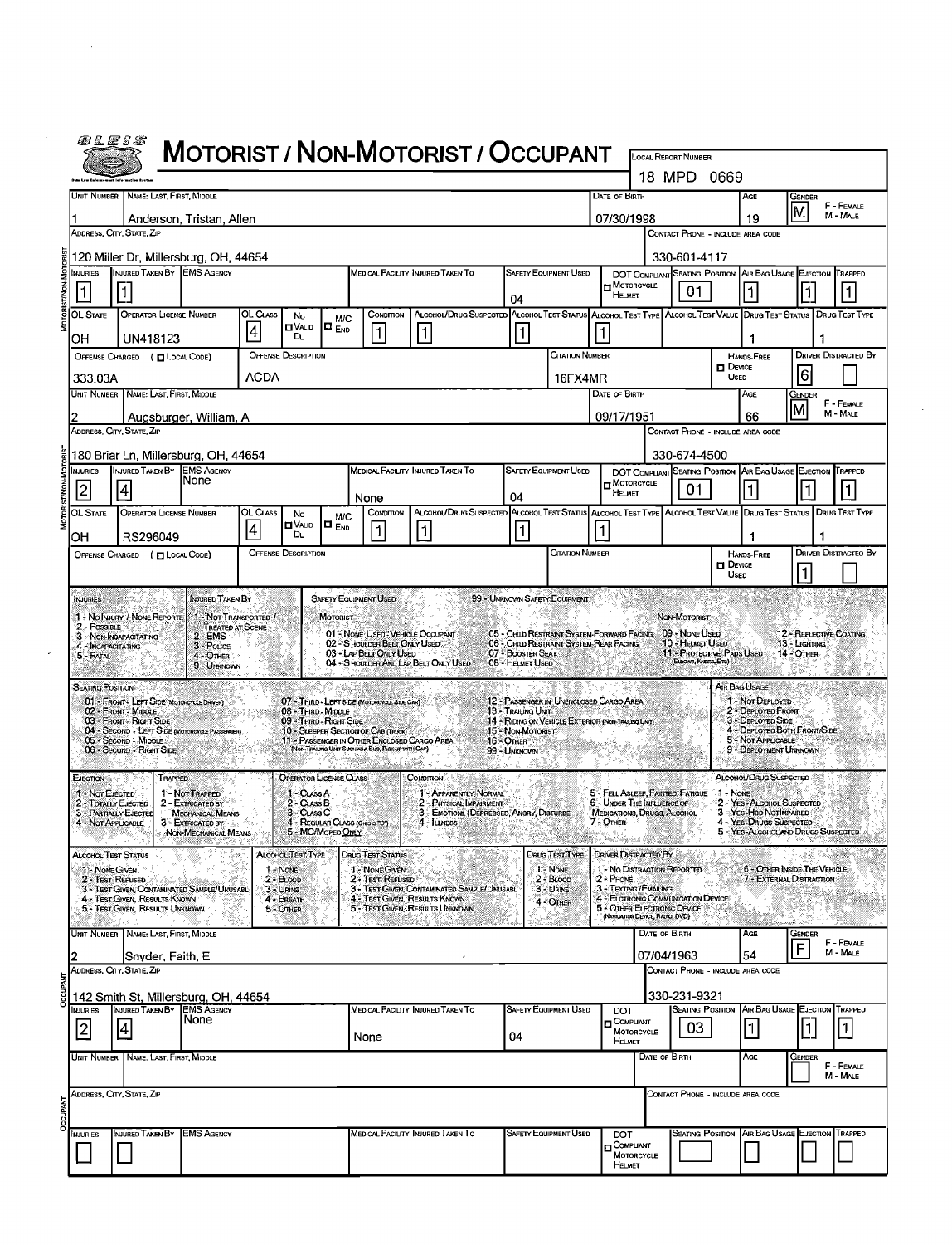# MOTORIST / NON-MOTORIST / OCCUPANT

OLEIS — Ohio Law Enforcement Information System

| Local Report Number |
|---|
| 18 MPD 0669 |

## Motorist/Non-Motorist

| Unit Number | Name: Last, First, Middle | Date of Birth | Age | Gender |
|---|---|---|---|---|
| 1 | Anderson, Tristan, Allen | 07/30/1998 | 19 | M |

| Address, City, State, Zip | Contact Phone - Include Area Code |
|---|---|
| 120 Miller Dr, Millersburg, OH, 44654 | 330-601-4117 |

| Injuries | Injured Taken By | EMS Agency | Medical Facility Injured Taken To | Safety Equipment Used | DOT Compliant Motorcycle Helmet | Seating Position | Air Bag Usage | Ejection | Trapped |
|---|---|---|---|---|---|---|---|---|---|
| 1 | 1 | | | 04 | | 01 | 1 | 1 | 1 |

| OL State | Operator License Number | OL Class | No Valid DL | M/C End | Condition | Alcohol/Drug Suspected | Alcohol Test Status | Alcohol Test Type | Alcohol Test Value | Drug Test Status | Drug Test Type |
|---|---|---|---|---|---|---|---|---|---|---|---|
| OH | UN418123 | 4 | | | 1 | 1 | 1 | 1 | | 1 | 1 |

| Offense Charged ( Local Code) | Offense Description | Citation Number | Hands-Free Device Used | Driver Distracted By |
|---|---|---|---|---|
| 333.03A | ACDA | 16FX4MR | | 6 |

| Unit Number | Name: Last, First, Middle | Date of Birth | Age | Gender |
|---|---|---|---|---|
| 2 | Augsburger, William, A | 09/17/1951 | 66 | M |

| Address, City, State, Zip | Contact Phone - Include Area Code |
|---|---|
| 180 Briar Ln, Millersburg, OH, 44654 | 330-674-4500 |

| Injuries | Injured Taken By | EMS Agency | Medical Facility Injured Taken To | Safety Equipment Used | DOT Compliant Motorcycle Helmet | Seating Position | Air Bag Usage | Ejection | Trapped |
|---|---|---|---|---|---|---|---|---|---|
| 2 | 4 | None | None | 04 | | 01 | 1 | 1 | 1 |

| OL State | Operator License Number | OL Class | No Valid DL | M/C End | Condition | Alcohol/Drug Suspected | Alcohol Test Status | Alcohol Test Type | Alcohol Test Value | Drug Test Status | Drug Test Type |
|---|---|---|---|---|---|---|---|---|---|---|---|
| OH | RS296049 | 4 | | | 1 | 1 | 1 | 1 | | 1 | 1 |

| Offense Charged ( Local Code) | Offense Description | Citation Number | Hands-Free Device Used | Driver Distracted By |
|---|---|---|---|---|
| | | | | 1 |

## Codes

**Injuries:** 1 - No Injury / None Reported; 2 - Possible; 3 - Non-Incapacitating; 4 - Incapacitating; 5 - Fatal

**Injured Taken By:** 1 - Not Transported / Treated at Scene; 2 - EMS; 3 - Police; 4 - Other; 9 - Unknown

**Safety Equipment Used:** 99 - Unknown Safety Equipment
- Motorist: 01 - None Used - Vehicle Occupant; 02 - Shoulder Belt Only Used; 03 - Lap Belt Only Used; 04 - Shoulder and Lap Belt Only Used; 05 - Child Restraint System-Forward Facing; 06 - Child Restraint System-Rear Facing; 07 - Booster Seat; 08 - Helmet Used
- Non-Motorist: 09 - None Used; 10 - Helmet Used; 11 - Protective Pads Used (Elbows, Knees, Etc); 12 - Reflective Coating; 13 - Lighting; 14 - Other

**Seating Position:** 01 - Front - Left Side (Motorcycle Driver); 02 - Front - Middle; 03 - Front - Right Side; 04 - Second - Left Side (Motorcycle Passenger); 05 - Second - Middle; 06 - Second - Right Side; 07 - Third - Left Side (Motorcycle Side Car); 08 - Third - Middle; 09 - Third - Right Side; 10 - Sleeper Section of Cab (Truck); 11 - Passenger in Other Enclosed Cargo Area (Non-Trailing Unit Such as a Bus, Pickup with Cap); 12 - Passenger in Unenclosed Cargo Area; 13 - Trailing Unit; 14 - Riding on Vehicle Exterior (Non-Trailing Unit); 15 - Non-Motorist; 16 - Other; 99 - Unknown

**Air Bag Usage:** 1 - Not Deployed; 2 - Deployed Front; 3 - Deployed Side; 4 - Deployed Both Front/Side; 5 - Not Applicable; 9 - Deployment Unknown

**Ejection:** 1 - Not Ejected; 2 - Totally Ejected; 3 - Partially Ejected; 4 - Not Applicable

**Trapped:** 1 - Not Trapped; 2 - Extricated by Mechanical Means; 3 - Extricated by Non-Mechanical Means

**Operator License Class:** 1 - Class A; 2 - Class B; 3 - Class C; 4 - Regular Class (Ohio is "D"); 5 - M/C/Moped Only

**Condition:** 1 - Apparently Normal; 2 - Physical Impairment; 3 - Emotional (Depressed, Angry, Disturbe); 4 - Illness; 5 - Fell Asleep, Fainted, Fatigue; 6 - Under the Influence of Medications, Drugs, Alcohol; 7 - Other

**Alcohol/Drug Suspected:** 1 - None; 2 - Yes - Alcohol Suspected; 3 - Yes - HBD Not Impaired; 4 - Yes - Drugs Suspected; 5 - Yes - Alcohol and Drugs Suspected

**Alcohol Test Status:** 1 - None Given; 2 - Test Refused; 3 - Test Given, Contaminated Sample/Unusabl; 4 - Test Given, Results Known; 5 - Test Given, Results Unknown

**Alcohol Test Type:** 1 - None; 2 - Blood; 3 - Urine; 4 - Breath; 5 - Other

**Drug Test Status:** 1 - None Given; 2 - Test Refused; 3 - Test Given, Contaminated Sample/Unusabl; 4 - Test Given, Results Known; 5 - Test Given, Results Unknown

**Drug Test Type:** 1 - None; 2 - Blood; 3 - Urine; 4 - Other

**Driver Distracted By:** 1 - No Distraction Reported; 2 - Phone; 3 - Texting /Emailing; 4 - Electronic Communication Device; 5 - Other Electronic Device (Navigation Device, Radio, DVD); 6 - Other Inside the Vehicle; 7 - External Distraction

## Occupant

| Unit Number | Name: Last, First, Middle | Date of Birth | Age | Gender |
|---|---|---|---|---|
| 2 | Snyder, Faith, E | 07/04/1963 | 54 | F |

| Address, City, State, Zip | Contact Phone - Include Area Code |
|---|---|
| 142 Smith St, Millersburg, OH, 44654 | 330-231-9321 |

| Injuries | Injured Taken By | EMS Agency | Medical Facility Injured Taken To | Safety Equipment Used | DOT Compliant Motorcycle Helmet | Seating Position | Air Bag Usage | Ejection | Trapped |
|---|---|---|---|---|---|---|---|---|---|
| 2 | 4 | None | None | 04 | | 03 | 1 | 1 | 1 |

## Occupant

| Unit Number | Name: Last, First, Middle | Date of Birth | Age | Gender |
|---|---|---|---|---|
| | | | | |

| Address, City, State, Zip | Contact Phone - Include Area Code |
|---|---|
| | |

| Injuries | Injured Taken By | EMS Agency | Medical Facility Injured Taken To | Safety Equipment Used | DOT Compliant Motorcycle Helmet | Seating Position | Air Bag Usage | Ejection | Trapped |
|---|---|---|---|---|---|---|---|---|---|
| | | | | | | | | | |